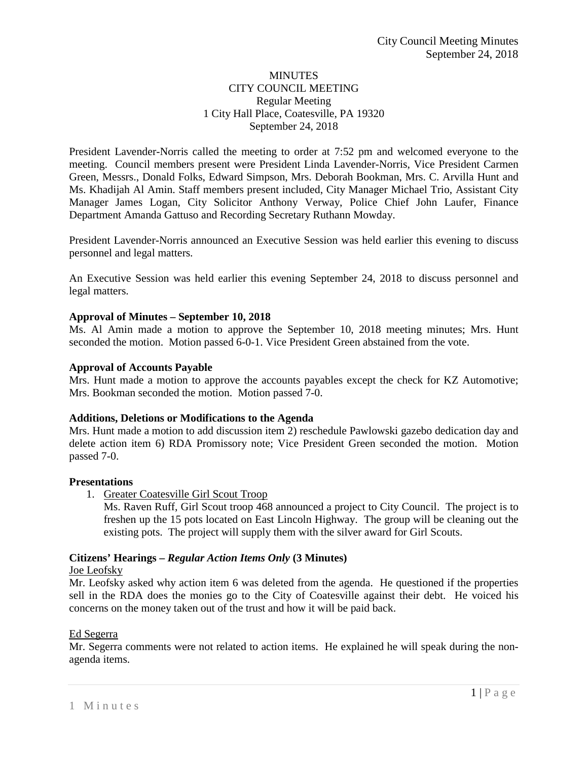MINUTES
CITY COUNCIL MEETING
Regular Meeting
1 City Hall Place, Coatesville, PA 19320
September 24, 2018

President Lavender-Norris called the meeting to order at 7:52 pm and welcomed everyone to the meeting. Council members present were President Linda Lavender-Norris, Vice President Carmen Green, Messrs., Donald Folks, Edward Simpson, Mrs. Deborah Bookman, Mrs. C. Arvilla Hunt and Ms. Khadijah Al Amin. Staff members present included, City Manager Michael Trio, Assistant City Manager James Logan, City Solicitor Anthony Verway, Police Chief John Laufer, Finance Department Amanda Gattuso and Recording Secretary Ruthann Mowday.

President Lavender-Norris announced an Executive Session was held earlier this evening to discuss personnel and legal matters.

An Executive Session was held earlier this evening September 24, 2018 to discuss personnel and legal matters.

**Approval of Minutes – September 10, 2018**
Ms. Al Amin made a motion to approve the September 10, 2018 meeting minutes; Mrs. Hunt seconded the motion. Motion passed 6-0-1. Vice President Green abstained from the vote.

**Approval of Accounts Payable**
Mrs. Hunt made a motion to approve the accounts payables except the check for KZ Automotive; Mrs. Bookman seconded the motion. Motion passed 7-0.

**Additions, Deletions or Modifications to the Agenda**
Mrs. Hunt made a motion to add discussion item 2) reschedule Pawlowski gazebo dedication day and delete action item 6) RDA Promissory note; Vice President Green seconded the motion. Motion passed 7-0.

**Presentations**

1. Greater Coatesville Girl Scout Troop
   Ms. Raven Ruff, Girl Scout troop 468 announced a project to City Council. The project is to freshen up the 15 pots located on East Lincoln Highway. The group will be cleaning out the existing pots. The project will supply them with the silver award for Girl Scouts.

**Citizens' Hearings – *Regular Action Items Only* (3 Minutes)**

Joe Leofsky
Mr. Leofsky asked why action item 6 was deleted from the agenda. He questioned if the properties sell in the RDA does the monies go to the City of Coatesville against their debt. He voiced his concerns on the money taken out of the trust and how it will be paid back.

Ed Segerra
Mr. Segerra comments were not related to action items. He explained he will speak during the non-agenda items.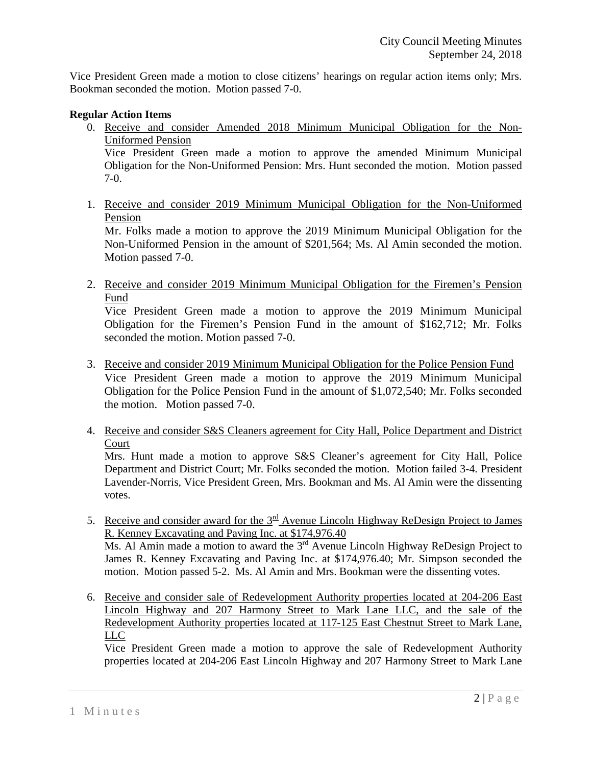Vice President Green made a motion to close citizens' hearings on regular action items only; Mrs. Bookman seconded the motion. Motion passed 7-0.

**Regular Action Items**

0. Receive and consider Amended 2018 Minimum Municipal Obligation for the Non-Uniformed Pension
   Vice President Green made a motion to approve the amended Minimum Municipal Obligation for the Non-Uniformed Pension: Mrs. Hunt seconded the motion. Motion passed 7-0.

1. Receive and consider 2019 Minimum Municipal Obligation for the Non-Uniformed Pension
   Mr. Folks made a motion to approve the 2019 Minimum Municipal Obligation for the Non-Uniformed Pension in the amount of $201,564; Ms. Al Amin seconded the motion. Motion passed 7-0.

2. Receive and consider 2019 Minimum Municipal Obligation for the Firemen's Pension Fund
   Vice President Green made a motion to approve the 2019 Minimum Municipal Obligation for the Firemen's Pension Fund in the amount of $162,712; Mr. Folks seconded the motion. Motion passed 7-0.

3. Receive and consider 2019 Minimum Municipal Obligation for the Police Pension Fund
   Vice President Green made a motion to approve the 2019 Minimum Municipal Obligation for the Police Pension Fund in the amount of $1,072,540; Mr. Folks seconded the motion. Motion passed 7-0.

4. Receive and consider S&S Cleaners agreement for City Hall, Police Department and District Court
   Mrs. Hunt made a motion to approve S&S Cleaner's agreement for City Hall, Police Department and District Court; Mr. Folks seconded the motion. Motion failed 3-4. President Lavender-Norris, Vice President Green, Mrs. Bookman and Ms. Al Amin were the dissenting votes.

5. Receive and consider award for the 3rd Avenue Lincoln Highway ReDesign Project to James R. Kenney Excavating and Paving Inc. at $174,976.40
   Ms. Al Amin made a motion to award the 3rd Avenue Lincoln Highway ReDesign Project to James R. Kenney Excavating and Paving Inc. at $174,976.40; Mr. Simpson seconded the motion. Motion passed 5-2. Ms. Al Amin and Mrs. Bookman were the dissenting votes.

6. Receive and consider sale of Redevelopment Authority properties located at 204-206 East Lincoln Highway and 207 Harmony Street to Mark Lane LLC, and the sale of the Redevelopment Authority properties located at 117-125 East Chestnut Street to Mark Lane, LLC
   Vice President Green made a motion to approve the sale of Redevelopment Authority properties located at 204-206 East Lincoln Highway and 207 Harmony Street to Mark Lane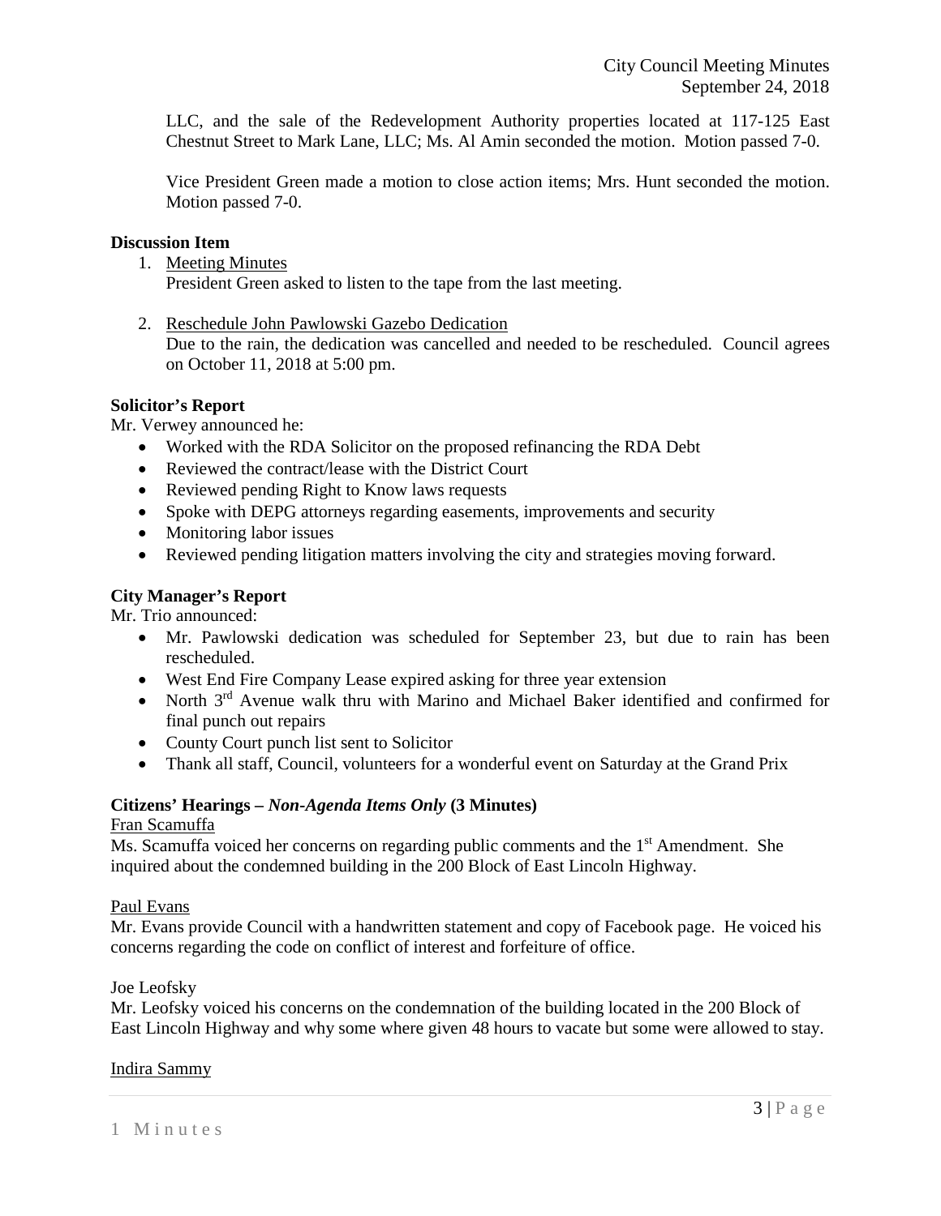LLC, and the sale of the Redevelopment Authority properties located at 117-125 East Chestnut Street to Mark Lane, LLC; Ms. Al Amin seconded the motion. Motion passed 7-0.

Vice President Green made a motion to close action items; Mrs. Hunt seconded the motion. Motion passed 7-0.

**Discussion Item**

1. Meeting Minutes
   President Green asked to listen to the tape from the last meeting.

2. Reschedule John Pawlowski Gazebo Dedication
   Due to the rain, the dedication was cancelled and needed to be rescheduled. Council agrees on October 11, 2018 at 5:00 pm.

**Solicitor's Report**

Mr. Verwey announced he:

- Worked with the RDA Solicitor on the proposed refinancing the RDA Debt
- Reviewed the contract/lease with the District Court
- Reviewed pending Right to Know laws requests
- Spoke with DEPG attorneys regarding easements, improvements and security
- Monitoring labor issues
- Reviewed pending litigation matters involving the city and strategies moving forward.

**City Manager's Report**

Mr. Trio announced:

- Mr. Pawlowski dedication was scheduled for September 23, but due to rain has been rescheduled.
- West End Fire Company Lease expired asking for three year extension
- North 3rd Avenue walk thru with Marino and Michael Baker identified and confirmed for final punch out repairs
- County Court punch list sent to Solicitor
- Thank all staff, Council, volunteers for a wonderful event on Saturday at the Grand Prix

**Citizens' Hearings –** ***Non-Agenda Items Only*** **(3 Minutes)**

Fran Scamuffa

Ms. Scamuffa voiced her concerns on regarding public comments and the 1st Amendment. She inquired about the condemned building in the 200 Block of East Lincoln Highway.

Paul Evans

Mr. Evans provide Council with a handwritten statement and copy of Facebook page. He voiced his concerns regarding the code on conflict of interest and forfeiture of office.

Joe Leofsky

Mr. Leofsky voiced his concerns on the condemnation of the building located in the 200 Block of East Lincoln Highway and why some where given 48 hours to vacate but some were allowed to stay.

Indira Sammy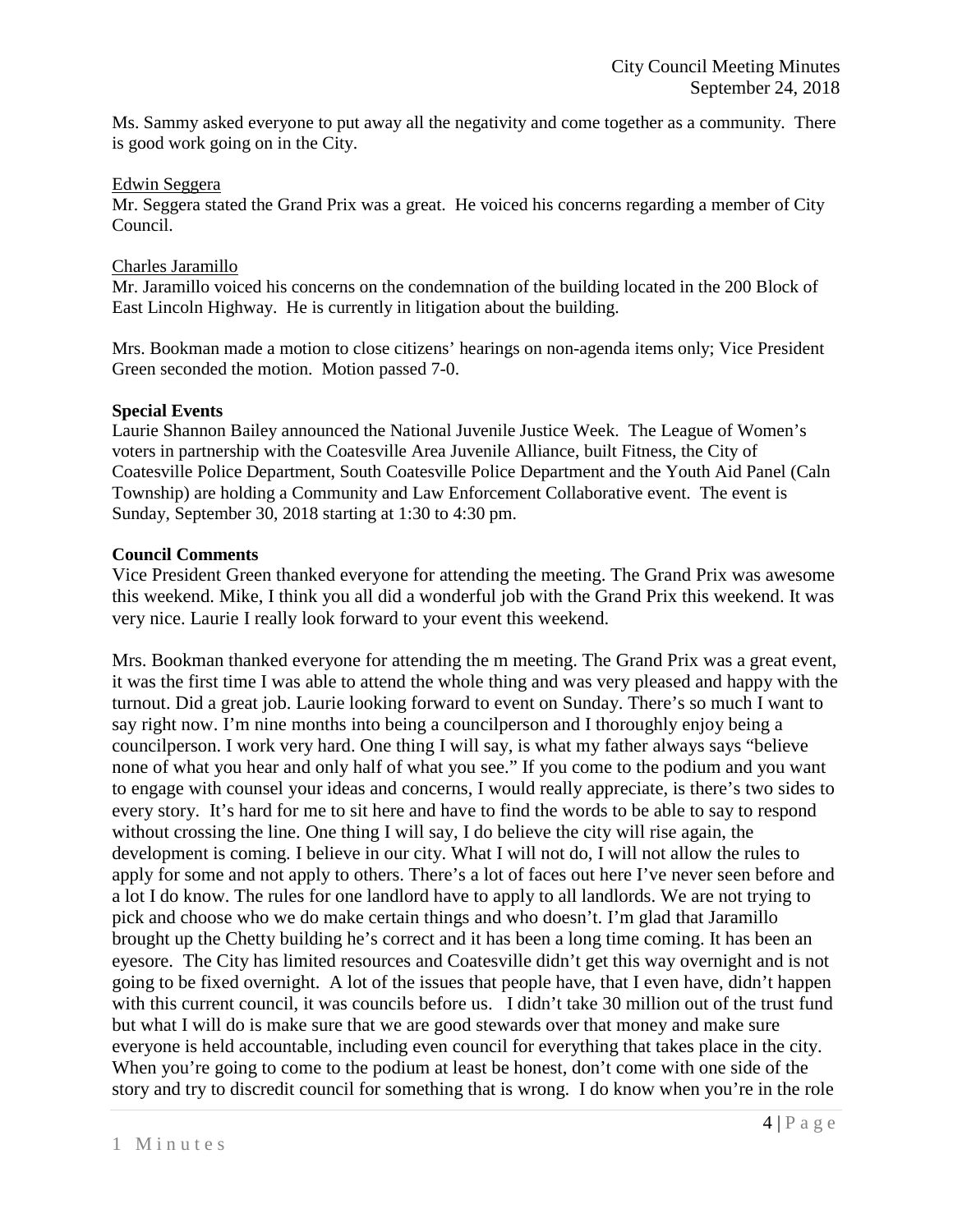Ms. Sammy asked everyone to put away all the negativity and come together as a community. There is good work going on in the City.

Edwin Seggera

Mr. Seggera stated the Grand Prix was a great. He voiced his concerns regarding a member of City Council.

Charles Jaramillo

Mr. Jaramillo voiced his concerns on the condemnation of the building located in the 200 Block of East Lincoln Highway. He is currently in litigation about the building.

Mrs. Bookman made a motion to close citizens' hearings on non-agenda items only; Vice President Green seconded the motion. Motion passed 7-0.

**Special Events**

Laurie Shannon Bailey announced the National Juvenile Justice Week. The League of Women's voters in partnership with the Coatesville Area Juvenile Alliance, built Fitness, the City of Coatesville Police Department, South Coatesville Police Department and the Youth Aid Panel (Caln Township) are holding a Community and Law Enforcement Collaborative event. The event is Sunday, September 30, 2018 starting at 1:30 to 4:30 pm.

**Council Comments**

Vice President Green thanked everyone for attending the meeting. The Grand Prix was awesome this weekend. Mike, I think you all did a wonderful job with the Grand Prix this weekend. It was very nice. Laurie I really look forward to your event this weekend.

Mrs. Bookman thanked everyone for attending the m meeting. The Grand Prix was a great event, it was the first time I was able to attend the whole thing and was very pleased and happy with the turnout. Did a great job. Laurie looking forward to event on Sunday. There's so much I want to say right now. I'm nine months into being a councilperson and I thoroughly enjoy being a councilperson. I work very hard. One thing I will say, is what my father always says "believe none of what you hear and only half of what you see." If you come to the podium and you want to engage with counsel your ideas and concerns, I would really appreciate, is there's two sides to every story. It's hard for me to sit here and have to find the words to be able to say to respond without crossing the line. One thing I will say, I do believe the city will rise again, the development is coming. I believe in our city. What I will not do, I will not allow the rules to apply for some and not apply to others. There's a lot of faces out here I've never seen before and a lot I do know. The rules for one landlord have to apply to all landlords. We are not trying to pick and choose who we do make certain things and who doesn't. I'm glad that Jaramillo brought up the Chetty building he's correct and it has been a long time coming. It has been an eyesore. The City has limited resources and Coatesville didn't get this way overnight and is not going to be fixed overnight. A lot of the issues that people have, that I even have, didn't happen with this current council, it was councils before us. I didn't take 30 million out of the trust fund but what I will do is make sure that we are good stewards over that money and make sure everyone is held accountable, including even council for everything that takes place in the city. When you're going to come to the podium at least be honest, don't come with one side of the story and try to discredit council for something that is wrong. I do know when you're in the role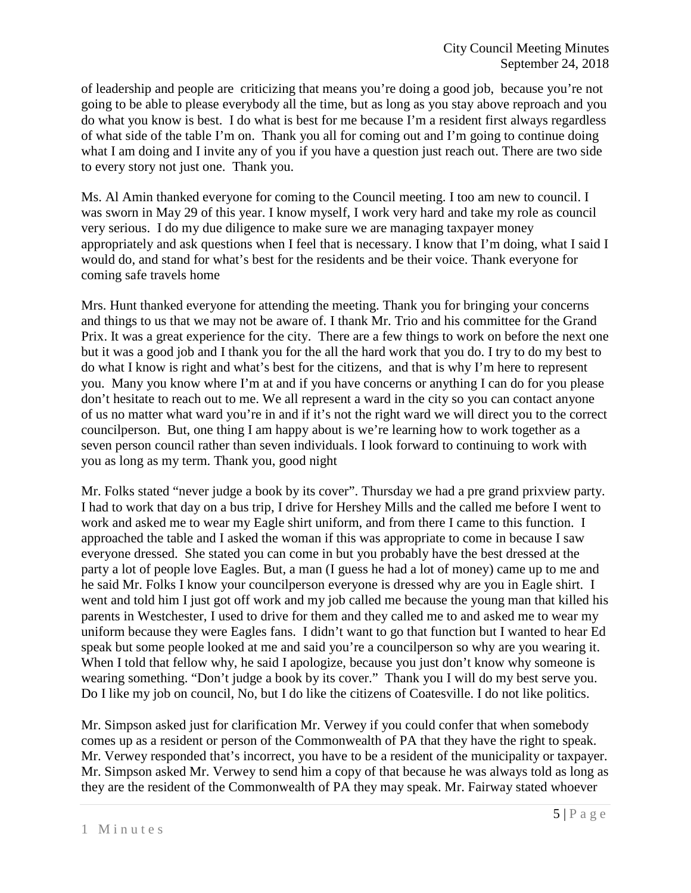of leadership and people are criticizing that means you're doing a good job, because you're not going to be able to please everybody all the time, but as long as you stay above reproach and you do what you know is best. I do what is best for me because I'm a resident first always regardless of what side of the table I'm on. Thank you all for coming out and I'm going to continue doing what I am doing and I invite any of you if you have a question just reach out. There are two side to every story not just one. Thank you.

Ms. Al Amin thanked everyone for coming to the Council meeting. I too am new to council. I was sworn in May 29 of this year. I know myself, I work very hard and take my role as council very serious. I do my due diligence to make sure we are managing taxpayer money appropriately and ask questions when I feel that is necessary. I know that I'm doing, what I said I would do, and stand for what's best for the residents and be their voice. Thank everyone for coming safe travels home

Mrs. Hunt thanked everyone for attending the meeting. Thank you for bringing your concerns and things to us that we may not be aware of. I thank Mr. Trio and his committee for the Grand Prix. It was a great experience for the city. There are a few things to work on before the next one but it was a good job and I thank you for the all the hard work that you do. I try to do my best to do what I know is right and what's best for the citizens, and that is why I'm here to represent you. Many you know where I'm at and if you have concerns or anything I can do for you please don't hesitate to reach out to me. We all represent a ward in the city so you can contact anyone of us no matter what ward you're in and if it's not the right ward we will direct you to the correct councilperson. But, one thing I am happy about is we're learning how to work together as a seven person council rather than seven individuals. I look forward to continuing to work with you as long as my term. Thank you, good night

Mr. Folks stated "never judge a book by its cover". Thursday we had a pre grand prixview party. I had to work that day on a bus trip, I drive for Hershey Mills and the called me before I went to work and asked me to wear my Eagle shirt uniform, and from there I came to this function. I approached the table and I asked the woman if this was appropriate to come in because I saw everyone dressed. She stated you can come in but you probably have the best dressed at the party a lot of people love Eagles. But, a man (I guess he had a lot of money) came up to me and he said Mr. Folks I know your councilperson everyone is dressed why are you in Eagle shirt. I went and told him I just got off work and my job called me because the young man that killed his parents in Westchester, I used to drive for them and they called me to and asked me to wear my uniform because they were Eagles fans. I didn't want to go that function but I wanted to hear Ed speak but some people looked at me and said you're a councilperson so why are you wearing it. When I told that fellow why, he said I apologize, because you just don't know why someone is wearing something. "Don't judge a book by its cover." Thank you I will do my best serve you. Do I like my job on council, No, but I do like the citizens of Coatesville. I do not like politics.

Mr. Simpson asked just for clarification Mr. Verwey if you could confer that when somebody comes up as a resident or person of the Commonwealth of PA that they have the right to speak. Mr. Verwey responded that's incorrect, you have to be a resident of the municipality or taxpayer. Mr. Simpson asked Mr. Verwey to send him a copy of that because he was always told as long as they are the resident of the Commonwealth of PA they may speak. Mr. Fairway stated whoever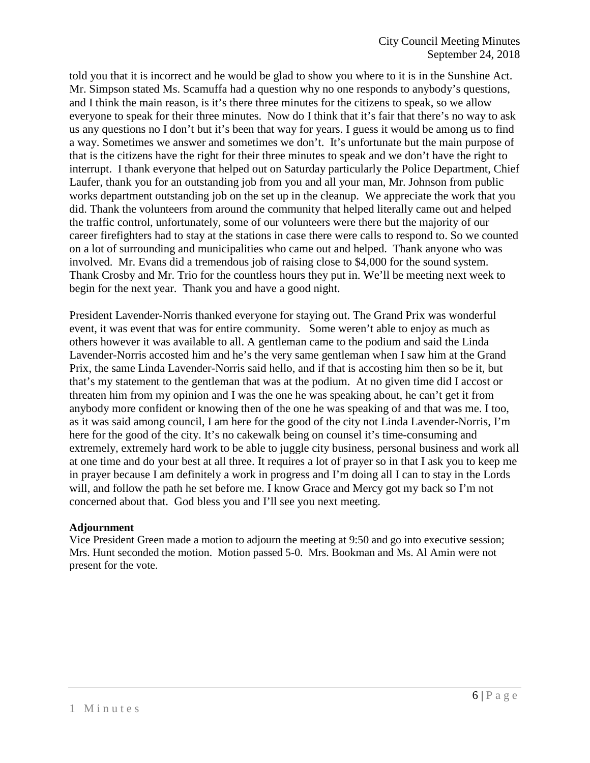told you that it is incorrect and he would be glad to show you where to it is in the Sunshine Act. Mr. Simpson stated Ms. Scamuffa had a question why no one responds to anybody's questions, and I think the main reason, is it's there three minutes for the citizens to speak, so we allow everyone to speak for their three minutes. Now do I think that it's fair that there's no way to ask us any questions no I don't but it's been that way for years. I guess it would be among us to find a way. Sometimes we answer and sometimes we don't. It's unfortunate but the main purpose of that is the citizens have the right for their three minutes to speak and we don't have the right to interrupt. I thank everyone that helped out on Saturday particularly the Police Department, Chief Laufer, thank you for an outstanding job from you and all your man, Mr. Johnson from public works department outstanding job on the set up in the cleanup. We appreciate the work that you did. Thank the volunteers from around the community that helped literally came out and helped the traffic control, unfortunately, some of our volunteers were there but the majority of our career firefighters had to stay at the stations in case there were calls to respond to. So we counted on a lot of surrounding and municipalities who came out and helped. Thank anyone who was involved. Mr. Evans did a tremendous job of raising close to $4,000 for the sound system. Thank Crosby and Mr. Trio for the countless hours they put in. We'll be meeting next week to begin for the next year. Thank you and have a good night.

President Lavender-Norris thanked everyone for staying out. The Grand Prix was wonderful event, it was event that was for entire community. Some weren't able to enjoy as much as others however it was available to all. A gentleman came to the podium and said the Linda Lavender-Norris accosted him and he's the very same gentleman when I saw him at the Grand Prix, the same Linda Lavender-Norris said hello, and if that is accosting him then so be it, but that's my statement to the gentleman that was at the podium. At no given time did I accost or threaten him from my opinion and I was the one he was speaking about, he can't get it from anybody more confident or knowing then of the one he was speaking of and that was me. I too, as it was said among council, I am here for the good of the city not Linda Lavender-Norris, I'm here for the good of the city. It's no cakewalk being on counsel it's time-consuming and extremely, extremely hard work to be able to juggle city business, personal business and work all at one time and do your best at all three. It requires a lot of prayer so in that I ask you to keep me in prayer because I am definitely a work in progress and I'm doing all I can to stay in the Lords will, and follow the path he set before me. I know Grace and Mercy got my back so I'm not concerned about that. God bless you and I'll see you next meeting.

**Adjournment**

Vice President Green made a motion to adjourn the meeting at 9:50 and go into executive session; Mrs. Hunt seconded the motion. Motion passed 5-0. Mrs. Bookman and Ms. Al Amin were not present for the vote.